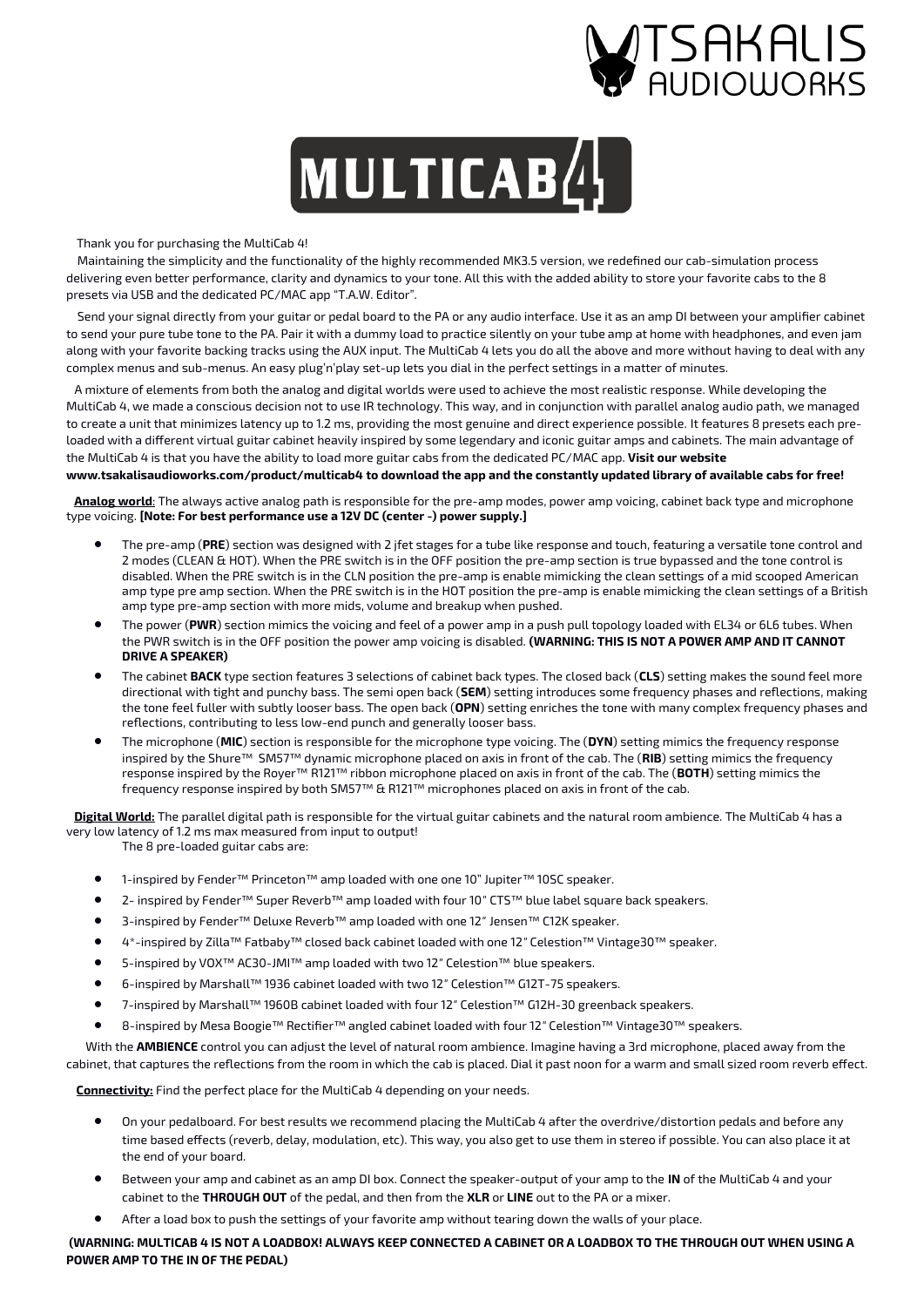TSAKALIS AUDIOWORKS

# MULTICAB4

Thank you for purchasing the MultiCab 4!

Maintaining the simplicity and the functionality of the highly recommended MK3.5 version, we redefined our cab-simulation process delivering even better performance, clarity and dynamics to your tone. All this with the added ability to store your favorite cabs to the 8 presets via USB and the dedicated PC/MAC app "T.A.W. Editor".

Send your signal directly from your guitar or pedal board to the PA or any audio interface. Use it as an amp DI between your amplifier cabinet to send your pure tube tone to the PA. Pair it with a dummy load to practice silently on your tube amp at home with headphones, and even jam along with your favorite backing tracks using the AUX input. The MultiCab 4 lets you do all the above and more without having to deal with any complex menus and sub-menus. An easy plug'n'play set-up lets you dial in the perfect settings in a matter of minutes.

A mixture of elements from both the analog and digital worlds were used to achieve the most realistic response. While developing the MultiCab 4, we made a conscious decision not to use IR technology. This way, and in conjunction with parallel analog audio path, we managed to create a unit that minimizes latency up to 1.2 ms, providing the most genuine and direct experience possible. It features 8 presets each pre-loaded with a different virtual guitar cabinet heavily inspired by some legendary and iconic guitar amps and cabinets. The main advantage of the MultiCab 4 is that you have the ability to load more guitar cabs from the dedicated PC/MAC app. **Visit our website www.tsakalisaudioworks.com/product/multicab4 to download the app and the constantly updated library of available cabs for free!**

**Analog world**: The always active analog path is responsible for the pre-amp modes, power amp voicing, cabinet back type and microphone type voicing. **[Note: For best performance use a 12V DC (center -) power supply.]**

- The pre-amp (**PRE**) section was designed with 2 jfet stages for a tube like response and touch, featuring a versatile tone control and 2 modes (CLEAN & HOT). When the PRE switch is in the OFF position the pre-amp section is true bypassed and the tone control is disabled. When the PRE switch is in the CLN position the pre-amp is enable mimicking the clean settings of a mid scooped American amp type pre amp section. When the PRE switch is in the HOT position the pre-amp is enable mimicking the clean settings of a British amp type pre-amp section with more mids, volume and breakup when pushed.
- The power (**PWR**) section mimics the voicing and feel of a power amp in a push pull topology loaded with EL34 or 6L6 tubes. When the PWR switch is in the OFF position the power amp voicing is disabled. **(WARNING: THIS IS NOT A POWER AMP AND IT CANNOT DRIVE A SPEAKER)**
- The cabinet **BACK** type section features 3 selections of cabinet back types. The closed back (**CLS**) setting makes the sound feel more directional with tight and punchy bass. The semi open back (**SEM**) setting introduces some frequency phases and reflections, making the tone feel fuller with subtly looser bass. The open back (**OPN**) setting enriches the tone with many complex frequency phases and reflections, contributing to less low-end punch and generally looser bass.
- The microphone (**MIC**) section is responsible for the microphone type voicing. The (**DYN**) setting mimics the frequency response inspired by the Shure™ SM57™ dynamic microphone placed on axis in front of the cab. The (**RIB**) setting mimics the frequency response inspired by the Royer™ R121™ ribbon microphone placed on axis in front of the cab. The (**BOTH**) setting mimics the frequency response inspired by both SM57™ & R121™ microphones placed on axis in front of the cab.

**Digital World:** The parallel digital path is responsible for the virtual guitar cabinets and the natural room ambience. The MultiCab 4 has a very low latency of 1.2 ms max measured from input to output!

The 8 pre-loaded guitar cabs are:

- 1-inspired by Fender™ Princeton™ amp loaded with one one 10" Jupiter™ 10SC speaker.
- 2- inspired by Fender™ Super Reverb™ amp loaded with four 10" CTS™ blue label square back speakers.
- 3-inspired by Fender™ Deluxe Reverb™ amp loaded with one 12" Jensen™ C12K speaker.
- 4*-inspired by Zilla™ Fatbaby™ closed back cabinet loaded with one 12" Celestion™ Vintage30™ speaker.
- 5-inspired by VOX™ AC30-JMI™ amp loaded with two 12" Celestion™ blue speakers.
- 6-inspired by Marshall™ 1936 cabinet loaded with two 12" Celestion™ G12T-75 speakers.
- 7-inspired by Marshall™ 1960B cabinet loaded with four 12" Celestion™ G12H-30 greenback speakers.
- 8-inspired by Mesa Boogie™ Rectifier™ angled cabinet loaded with four 12" Celestion™ Vintage30™ speakers.

With the **AMBIENCE** control you can adjust the level of natural room ambience. Imagine having a 3rd microphone, placed away from the cabinet, that captures the reflections from the room in which the cab is placed. Dial it past noon for a warm and small sized room reverb effect.

**Connectivity:** Find the perfect place for the MultiCab 4 depending on your needs.

- On your pedalboard. For best results we recommend placing the MultiCab 4 after the overdrive/distortion pedals and before any time based effects (reverb, delay, modulation, etc). This way, you also get to use them in stereo if possible. You can also place it at the end of your board.
- Between your amp and cabinet as an amp DI box. Connect the speaker-output of your amp to the **IN** of the MultiCab 4 and your cabinet to the **THROUGH OUT** of the pedal, and then from the **XLR** or **LINE** out to the PA or a mixer.
- After a load box to push the settings of your favorite amp without tearing down the walls of your place.

**(WARNING: MULTICAB 4 IS NOT A LOADBOX! ALWAYS KEEP CONNECTED A CABINET OR A LOADBOX TO THE THROUGH OUT WHEN USING A POWER AMP TO THE IN OF THE PEDAL)**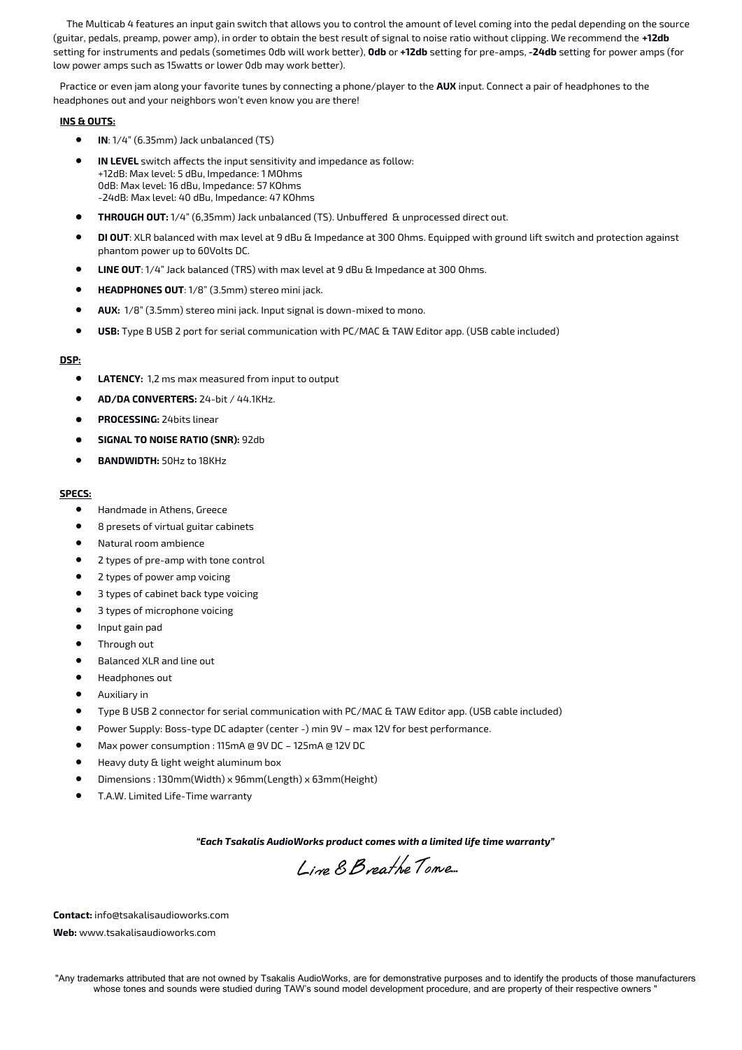The Multicab 4 features an input gain switch that allows you to control the amount of level coming into the pedal depending on the source (guitar, pedals, preamp, power amp), in order to obtain the best result of signal to noise ratio without clipping. We recommend the **+12db** setting for instruments and pedals (sometimes 0db will work better), **0db** or **+12db** setting for pre-amps, **-24db** setting for power amps (for low power amps such as 15watts or lower 0db may work better).

Practice or even jam along your favorite tunes by connecting a phone/player to the **AUX** input. Connect a pair of headphones to the headphones out and your neighbors won't even know you are there!

**INS & OUTS:**

- **IN**: 1/4" (6.35mm) Jack unbalanced (TS)
- **IN LEVEL** switch affects the input sensitivity and impedance as follow:
  +12dB: Max level: 5 dBu, Impedance: 1 MOhms
  0dB: Max level: 16 dBu, Impedance: 57 KOhms
  -24dB: Max level: 40 dBu, Impedance: 47 KOhms
- **THROUGH OUT:** 1/4" (6,35mm) Jack unbalanced (TS). Unbuffered & unprocessed direct out.
- **DI OUT**: XLR balanced with max level at 9 dBu & Impedance at 300 Ohms. Equipped with ground lift switch and protection against phantom power up to 60Volts DC.
- **LINE OUT**: 1/4" Jack balanced (TRS) with max level at 9 dBu & Impedance at 300 Ohms.
- **HEADPHONES OUT**: 1/8" (3.5mm) stereo mini jack.
- **AUX:** 1/8" (3.5mm) stereo mini jack. Input signal is down-mixed to mono.
- **USB:** Type B USB 2 port for serial communication with PC/MAC & TAW Editor app. (USB cable included)

**DSP:**

- **LATENCY:** 1,2 ms max measured from input to output
- **AD/DA CONVERTERS:** 24-bit / 44.1KHz.
- **PROCESSING:** 24bits linear
- **SIGNAL TO NOISE RATIO (SNR):** 92db
- **BANDWIDTH:** 50Hz to 18KHz

**SPECS:**

- Handmade in Athens, Greece
- 8 presets of virtual guitar cabinets
- Natural room ambience
- 2 types of pre-amp with tone control
- 2 types of power amp voicing
- 3 types of cabinet back type voicing
- 3 types of microphone voicing
- Input gain pad
- Through out
- Balanced XLR and line out
- Headphones out
- Auxiliary in
- Type B USB 2 connector for serial communication with PC/MAC & TAW Editor app. (USB cable included)
- Power Supply: Boss-type DC adapter (center -) min 9V – max 12V for best performance.
- Max power consumption : 115mA @ 9V DC – 125mA @ 12V DC
- Heavy duty & light weight aluminum box
- Dimensions : 130mm(Width) x 96mm(Length) x 63mm(Height)
- T.A.W. Limited Life-Time warranty

***"Each Tsakalis AudioWorks product comes with a limited life time warranty"***

*Live & Breathe Tone...*

**Contact:** info@tsakalisaudioworks.com

**Web:** www.tsakalisaudioworks.com

"Any trademarks attributed that are not owned by Tsakalis AudioWorks, are for demonstrative purposes and to identify the products of those manufacturers whose tones and sounds were studied during TAW's sound model development procedure, and are property of their respective owners "